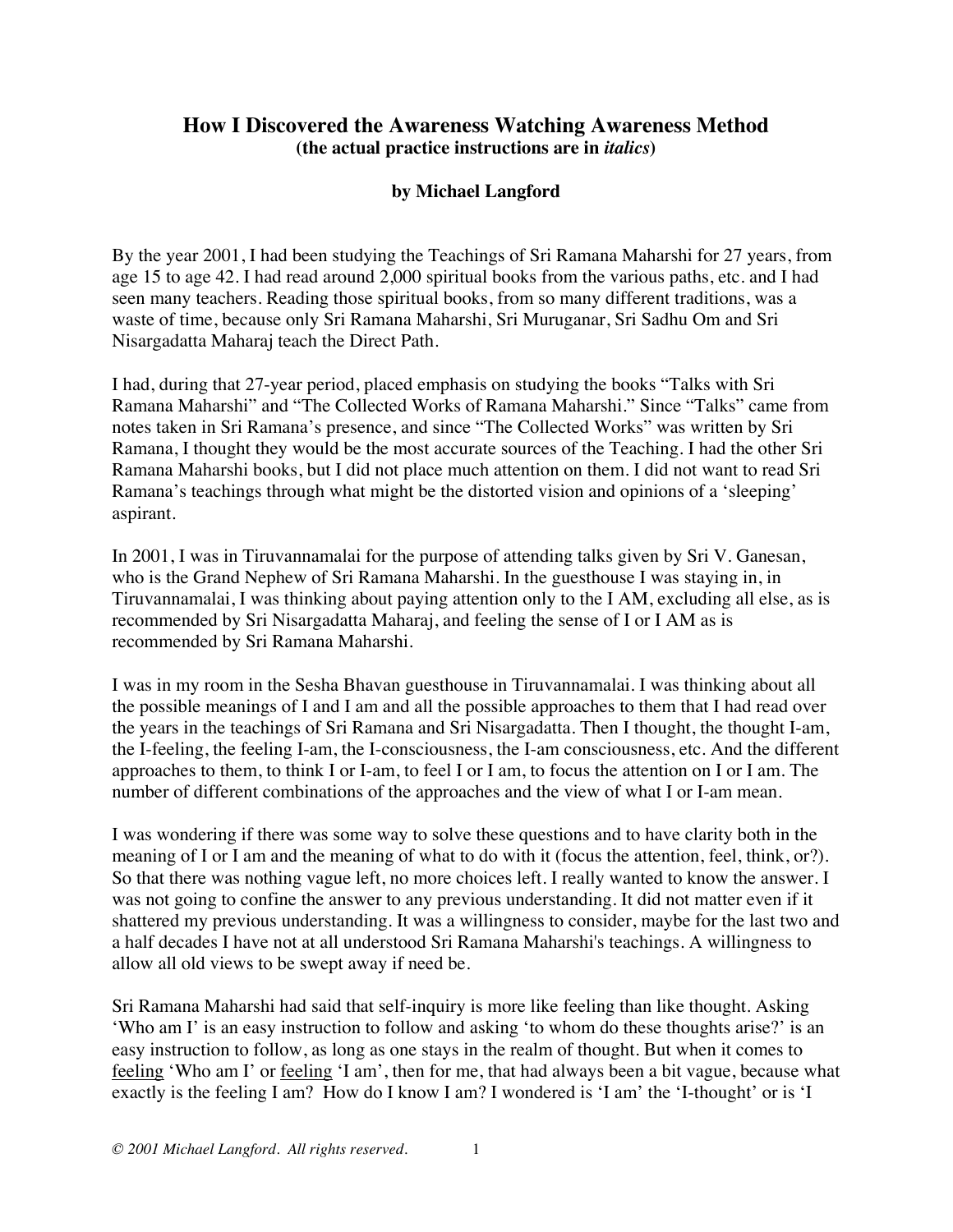# How I Discovered the Awareness Watching Awareness Method

**(the actual practice instructions are in *italics*)**

**by Michael Langford**

By the year 2001, I had been studying the Teachings of Sri Ramana Maharshi for 27 years, from age 15 to age 42. I had read around 2,000 spiritual books from the various paths, etc. and I had seen many teachers. Reading those spiritual books, from so many different traditions, was a waste of time, because only Sri Ramana Maharshi, Sri Muruganar, Sri Sadhu Om and Sri Nisargadatta Maharaj teach the Direct Path.

I had, during that 27-year period, placed emphasis on studying the books "Talks with Sri Ramana Maharshi" and "The Collected Works of Ramana Maharshi." Since "Talks" came from notes taken in Sri Ramana's presence, and since "The Collected Works" was written by Sri Ramana, I thought they would be the most accurate sources of the Teaching. I had the other Sri Ramana Maharshi books, but I did not place much attention on them. I did not want to read Sri Ramana's teachings through what might be the distorted vision and opinions of a 'sleeping' aspirant.

In 2001, I was in Tiruvannamalai for the purpose of attending talks given by Sri V. Ganesan, who is the Grand Nephew of Sri Ramana Maharshi. In the guesthouse I was staying in, in Tiruvannamalai, I was thinking about paying attention only to the I AM, excluding all else, as is recommended by Sri Nisargadatta Maharaj, and feeling the sense of I or I AM as is recommended by Sri Ramana Maharshi.

I was in my room in the Sesha Bhavan guesthouse in Tiruvannamalai. I was thinking about all the possible meanings of I and I am and all the possible approaches to them that I had read over the years in the teachings of Sri Ramana and Sri Nisargadatta. Then I thought, the thought I-am, the I-feeling, the feeling I-am, the I-consciousness, the I-am consciousness, etc. And the different approaches to them, to think I or I-am, to feel I or I am, to focus the attention on I or I am. The number of different combinations of the approaches and the view of what I or I-am mean.

I was wondering if there was some way to solve these questions and to have clarity both in the meaning of I or I am and the meaning of what to do with it (focus the attention, feel, think, or?). So that there was nothing vague left, no more choices left. I really wanted to know the answer. I was not going to confine the answer to any previous understanding. It did not matter even if it shattered my previous understanding. It was a willingness to consider, maybe for the last two and a half decades I have not at all understood Sri Ramana Maharshi's teachings. A willingness to allow all old views to be swept away if need be.

Sri Ramana Maharshi had said that self-inquiry is more like feeling than like thought. Asking 'Who am I' is an easy instruction to follow and asking 'to whom do these thoughts arise?' is an easy instruction to follow, as long as one stays in the realm of thought. But when it comes to <u>feeling</u> 'Who am I' or <u>feeling</u> 'I am', then for me, that had always been a bit vague, because what exactly is the feeling I am? How do I know I am? I wondered is 'I am' the 'I-thought' or is 'I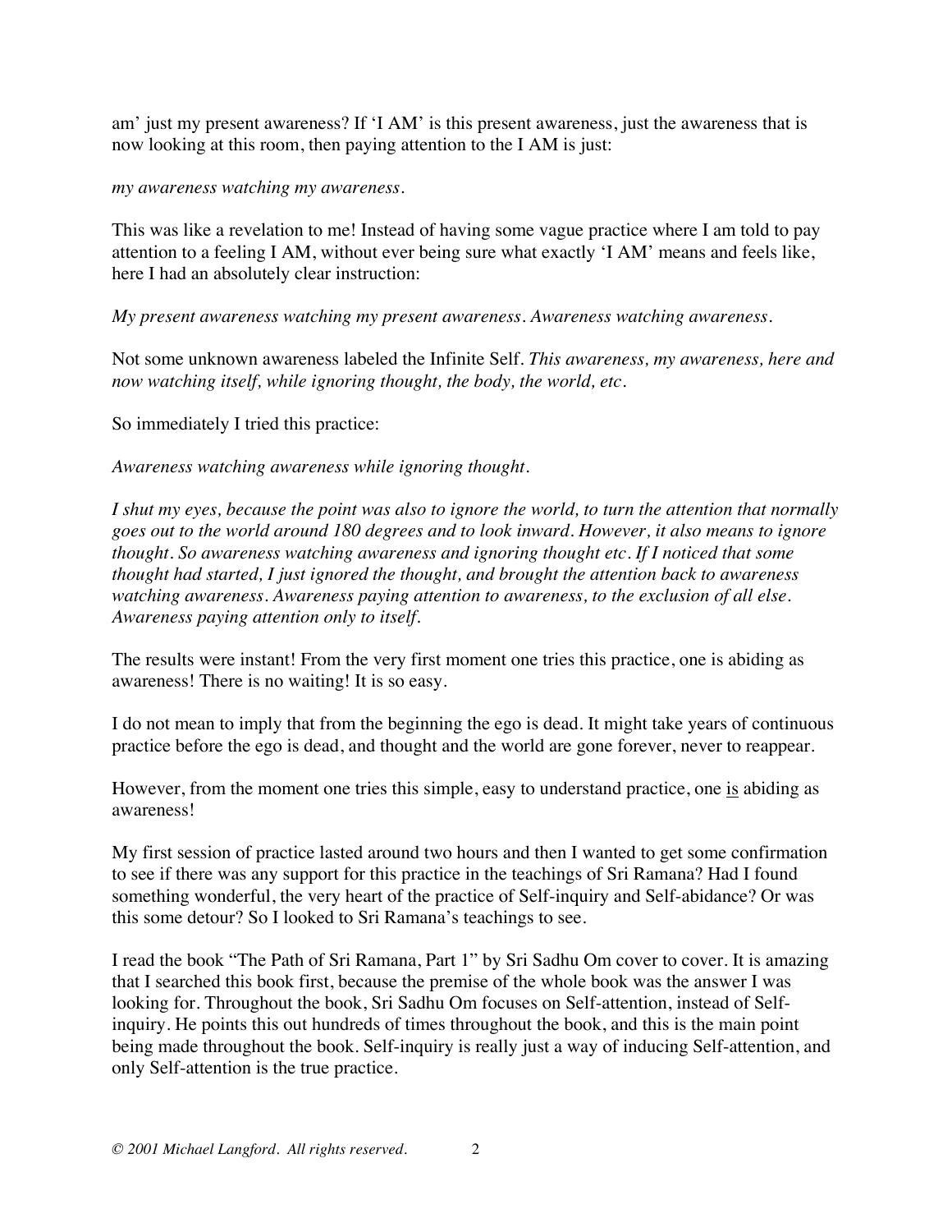am' just my present awareness? If 'I AM' is this present awareness, just the awareness that is now looking at this room, then paying attention to the I AM is just:

*my awareness watching my awareness.*

This was like a revelation to me! Instead of having some vague practice where I am told to pay attention to a feeling I AM, without ever being sure what exactly 'I AM' means and feels like, here I had an absolutely clear instruction:

*My present awareness watching my present awareness. Awareness watching awareness.*

Not some unknown awareness labeled the Infinite Self. *This awareness, my awareness, here and now watching itself, while ignoring thought, the body, the world, etc.*

So immediately I tried this practice:

*Awareness watching awareness while ignoring thought.*

*I shut my eyes, because the point was also to ignore the world, to turn the attention that normally goes out to the world around 180 degrees and to look inward. However, it also means to ignore thought. So awareness watching awareness and ignoring thought etc. If I noticed that some thought had started, I just ignored the thought, and brought the attention back to awareness watching awareness. Awareness paying attention to awareness, to the exclusion of all else. Awareness paying attention only to itself.*

The results were instant! From the very first moment one tries this practice, one is abiding as awareness! There is no waiting! It is so easy.

I do not mean to imply that from the beginning the ego is dead. It might take years of continuous practice before the ego is dead, and thought and the world are gone forever, never to reappear.

However, from the moment one tries this simple, easy to understand practice, one <u>is</u> abiding as awareness!

My first session of practice lasted around two hours and then I wanted to get some confirmation to see if there was any support for this practice in the teachings of Sri Ramana? Had I found something wonderful, the very heart of the practice of Self-inquiry and Self-abidance? Or was this some detour? So I looked to Sri Ramana's teachings to see.

I read the book "The Path of Sri Ramana, Part 1" by Sri Sadhu Om cover to cover. It is amazing that I searched this book first, because the premise of the whole book was the answer I was looking for. Throughout the book, Sri Sadhu Om focuses on Self-attention, instead of Self-inquiry. He points this out hundreds of times throughout the book, and this is the main point being made throughout the book. Self-inquiry is really just a way of inducing Self-attention, and only Self-attention is the true practice.

*© 2001 Michael Langford. All rights reserved.*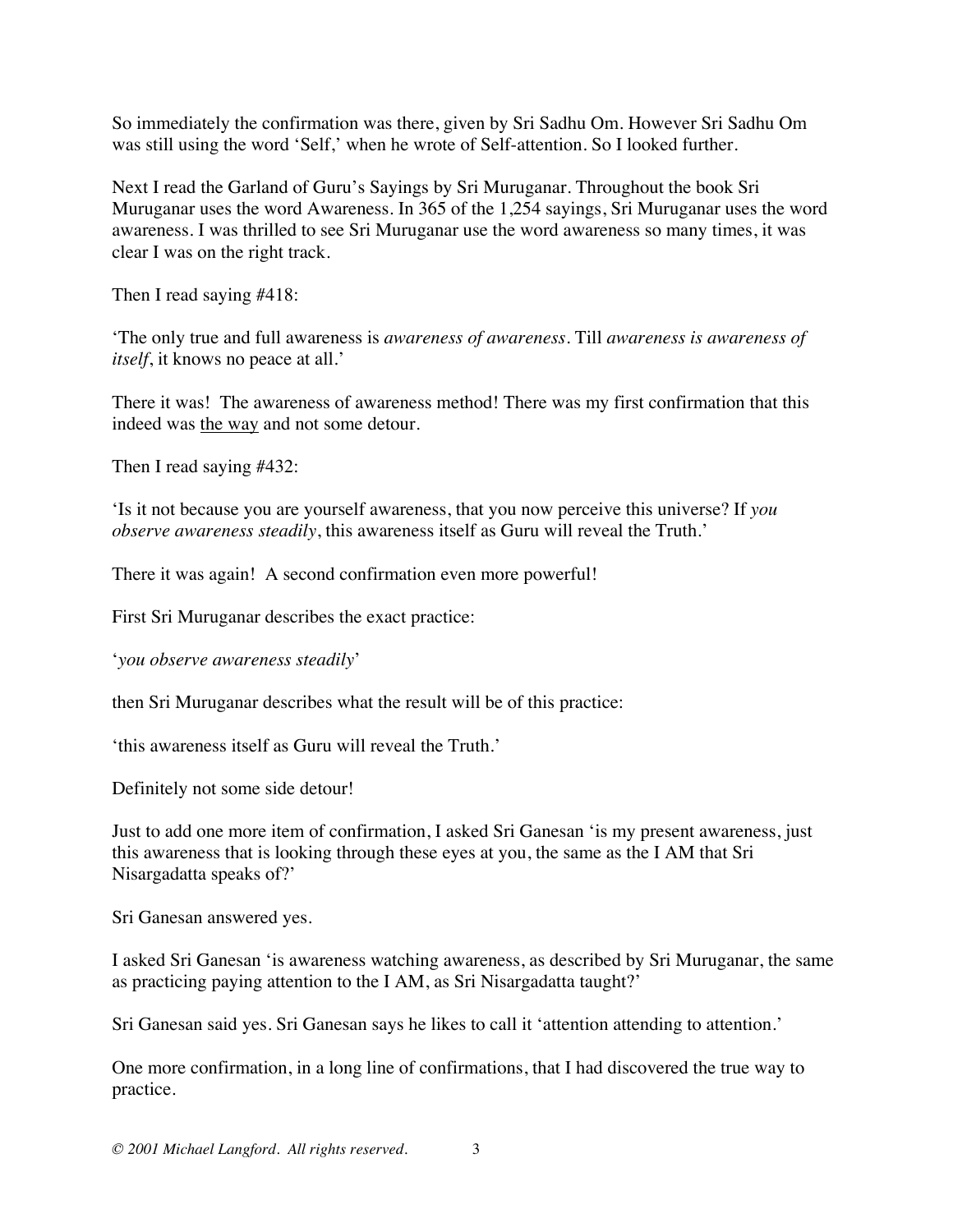So immediately the confirmation was there, given by Sri Sadhu Om. However Sri Sadhu Om was still using the word 'Self,' when he wrote of Self-attention. So I looked further.

Next I read the Garland of Guru's Sayings by Sri Muruganar. Throughout the book Sri Muruganar uses the word Awareness. In 365 of the 1,254 sayings, Sri Muruganar uses the word awareness. I was thrilled to see Sri Muruganar use the word awareness so many times, it was clear I was on the right track.

Then I read saying #418:

'The only true and full awareness is *awareness of awareness*. Till *awareness is awareness of itself*, it knows no peace at all.'

There it was! The awareness of awareness method! There was my first confirmation that this indeed was <u>the way</u> and not some detour.

Then I read saying #432:

'Is it not because you are yourself awareness, that you now perceive this universe? If *you observe awareness steadily*, this awareness itself as Guru will reveal the Truth.'

There it was again! A second confirmation even more powerful!

First Sri Muruganar describes the exact practice:

'*you observe awareness steadily*'

then Sri Muruganar describes what the result will be of this practice:

'this awareness itself as Guru will reveal the Truth.'

Definitely not some side detour!

Just to add one more item of confirmation, I asked Sri Ganesan 'is my present awareness, just this awareness that is looking through these eyes at you, the same as the I AM that Sri Nisargadatta speaks of?'

Sri Ganesan answered yes.

I asked Sri Ganesan 'is awareness watching awareness, as described by Sri Muruganar, the same as practicing paying attention to the I AM, as Sri Nisargadatta taught?'

Sri Ganesan said yes. Sri Ganesan says he likes to call it 'attention attending to attention.'

One more confirmation, in a long line of confirmations, that I had discovered the true way to practice.

*© 2001 Michael Langford. All rights reserved.*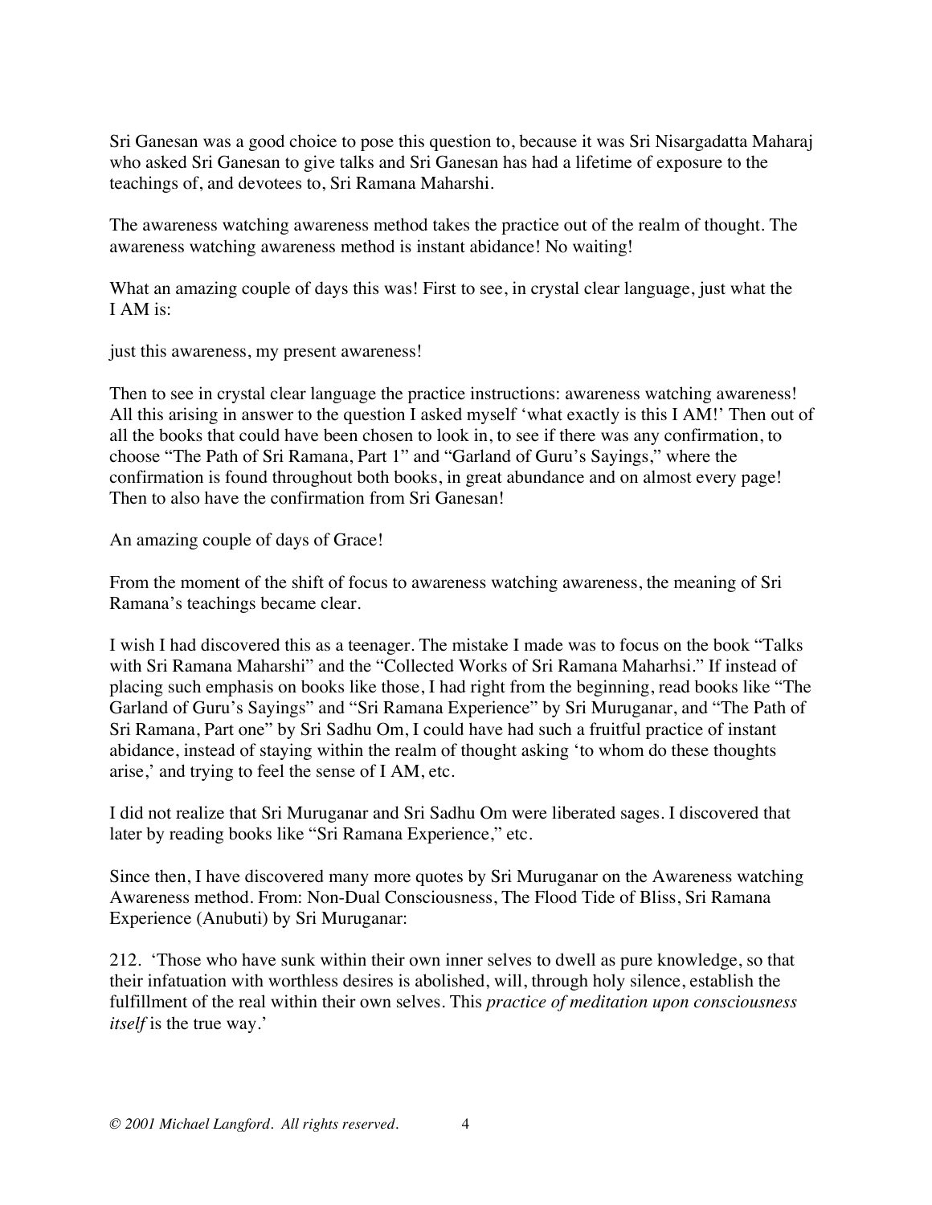Sri Ganesan was a good choice to pose this question to, because it was Sri Nisargadatta Maharaj who asked Sri Ganesan to give talks and Sri Ganesan has had a lifetime of exposure to the teachings of, and devotees to, Sri Ramana Maharshi.

The awareness watching awareness method takes the practice out of the realm of thought. The awareness watching awareness method is instant abidance! No waiting!

What an amazing couple of days this was! First to see, in crystal clear language, just what the I AM is:

just this awareness, my present awareness!

Then to see in crystal clear language the practice instructions: awareness watching awareness! All this arising in answer to the question I asked myself 'what exactly is this I AM!' Then out of all the books that could have been chosen to look in, to see if there was any confirmation, to choose "The Path of Sri Ramana, Part 1" and "Garland of Guru's Sayings," where the confirmation is found throughout both books, in great abundance and on almost every page! Then to also have the confirmation from Sri Ganesan!

An amazing couple of days of Grace!

From the moment of the shift of focus to awareness watching awareness, the meaning of Sri Ramana's teachings became clear.

I wish I had discovered this as a teenager. The mistake I made was to focus on the book "Talks with Sri Ramana Maharshi" and the "Collected Works of Sri Ramana Maharhsi." If instead of placing such emphasis on books like those, I had right from the beginning, read books like "The Garland of Guru's Sayings" and "Sri Ramana Experience" by Sri Muruganar, and "The Path of Sri Ramana, Part one" by Sri Sadhu Om, I could have had such a fruitful practice of instant abidance, instead of staying within the realm of thought asking 'to whom do these thoughts arise,' and trying to feel the sense of I AM, etc.

I did not realize that Sri Muruganar and Sri Sadhu Om were liberated sages. I discovered that later by reading books like "Sri Ramana Experience," etc.

Since then, I have discovered many more quotes by Sri Muruganar on the Awareness watching Awareness method. From: Non-Dual Consciousness, The Flood Tide of Bliss, Sri Ramana Experience (Anubuti) by Sri Muruganar:

212. 'Those who have sunk within their own inner selves to dwell as pure knowledge, so that their infatuation with worthless desires is abolished, will, through holy silence, establish the fulfillment of the real within their own selves. This *practice of meditation upon consciousness itself* is the true way.'

*© 2001 Michael Langford. All rights reserved.*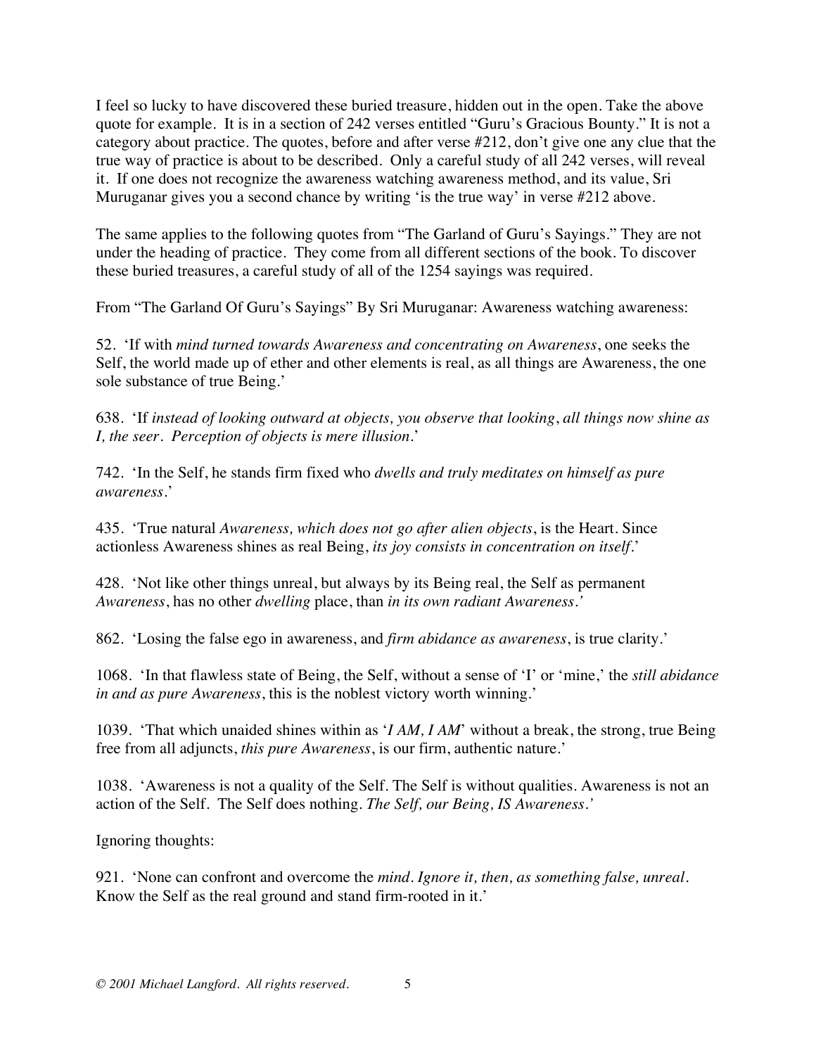I feel so lucky to have discovered these buried treasure, hidden out in the open. Take the above quote for example. It is in a section of 242 verses entitled "Guru's Gracious Bounty." It is not a category about practice. The quotes, before and after verse #212, don't give one any clue that the true way of practice is about to be described. Only a careful study of all 242 verses, will reveal it. If one does not recognize the awareness watching awareness method, and its value, Sri Muruganar gives you a second chance by writing 'is the true way' in verse #212 above.

The same applies to the following quotes from "The Garland of Guru's Sayings." They are not under the heading of practice. They come from all different sections of the book. To discover these buried treasures, a careful study of all of the 1254 sayings was required.

From "The Garland Of Guru's Sayings" By Sri Muruganar: Awareness watching awareness:

52. 'If with *mind turned towards Awareness and concentrating on Awareness*, one seeks the Self, the world made up of ether and other elements is real, as all things are Awareness, the one sole substance of true Being.'

638. 'If *instead of looking outward at objects, you observe that looking*, *all things now shine as I, the seer. Perception of objects is mere illusion.*'

742. 'In the Self, he stands firm fixed who *dwells and truly meditates on himself as pure awareness*.'

435. 'True natural *Awareness, which does not go after alien objects*, is the Heart. Since actionless Awareness shines as real Being, *its joy consists in concentration on itself*.'

428. 'Not like other things unreal, but always by its Being real, the Self as permanent *Awareness*, has no other *dwelling* place, than *in its own radiant Awareness.'*

862. 'Losing the false ego in awareness, and *firm abidance as awareness*, is true clarity.'

1068. 'In that flawless state of Being, the Self, without a sense of 'I' or 'mine,' the *still abidance in and as pure Awareness*, this is the noblest victory worth winning.'

1039. 'That which unaided shines within as '*I AM, I AM*' without a break, the strong, true Being free from all adjuncts, *this pure Awareness*, is our firm, authentic nature.'

1038. 'Awareness is not a quality of the Self. The Self is without qualities. Awareness is not an action of the Self. The Self does nothing. *The Self, our Being, IS Awareness.'*

Ignoring thoughts:

921. 'None can confront and overcome the *mind*. *Ignore it, then, as something false, unreal.* Know the Self as the real ground and stand firm-rooted in it.'

*© 2001 Michael Langford. All rights reserved.*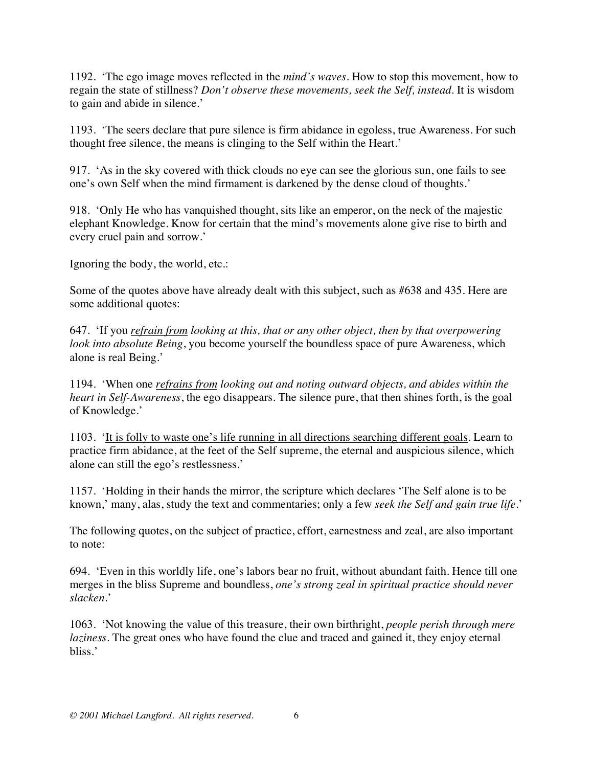1192. 'The ego image moves reflected in the *mind's waves*. How to stop this movement, how to regain the state of stillness? *Don't observe these movements, seek the Self, instead.* It is wisdom to gain and abide in silence.'

1193. 'The seers declare that pure silence is firm abidance in egoless, true Awareness. For such thought free silence, the means is clinging to the Self within the Heart.'

917. 'As in the sky covered with thick clouds no eye can see the glorious sun, one fails to see one's own Self when the mind firmament is darkened by the dense cloud of thoughts.'

918. 'Only He who has vanquished thought, sits like an emperor, on the neck of the majestic elephant Knowledge. Know for certain that the mind's movements alone give rise to birth and every cruel pain and sorrow.'

Ignoring the body, the world, etc.:

Some of the quotes above have already dealt with this subject, such as #638 and 435. Here are some additional quotes:

647. 'If you <u>*refrain from*</u> *looking at this, that or any other object, then by that overpowering look into absolute Being*, you become yourself the boundless space of pure Awareness, which alone is real Being.'

1194. 'When one <u>*refrains from*</u> *looking out and noting outward objects, and abides within the heart in Self-Awareness*, the ego disappears. The silence pure, that then shines forth, is the goal of Knowledge.'

1103. '<u>It is folly to waste one's life running in all directions searching different goals</u>. Learn to practice firm abidance, at the feet of the Self supreme, the eternal and auspicious silence, which alone can still the ego's restlessness.'

1157. 'Holding in their hands the mirror, the scripture which declares 'The Self alone is to be known,' many, alas, study the text and commentaries; only a few *seek the Self and gain true life*.'

The following quotes, on the subject of practice, effort, earnestness and zeal, are also important to note:

694. 'Even in this worldly life, one's labors bear no fruit, without abundant faith. Hence till one merges in the bliss Supreme and boundless, *one's strong zeal in spiritual practice should never slacken*.'

1063. 'Not knowing the value of this treasure, their own birthright, *people perish through mere laziness*. The great ones who have found the clue and traced and gained it, they enjoy eternal bliss.'

*© 2001 Michael Langford. All rights reserved.*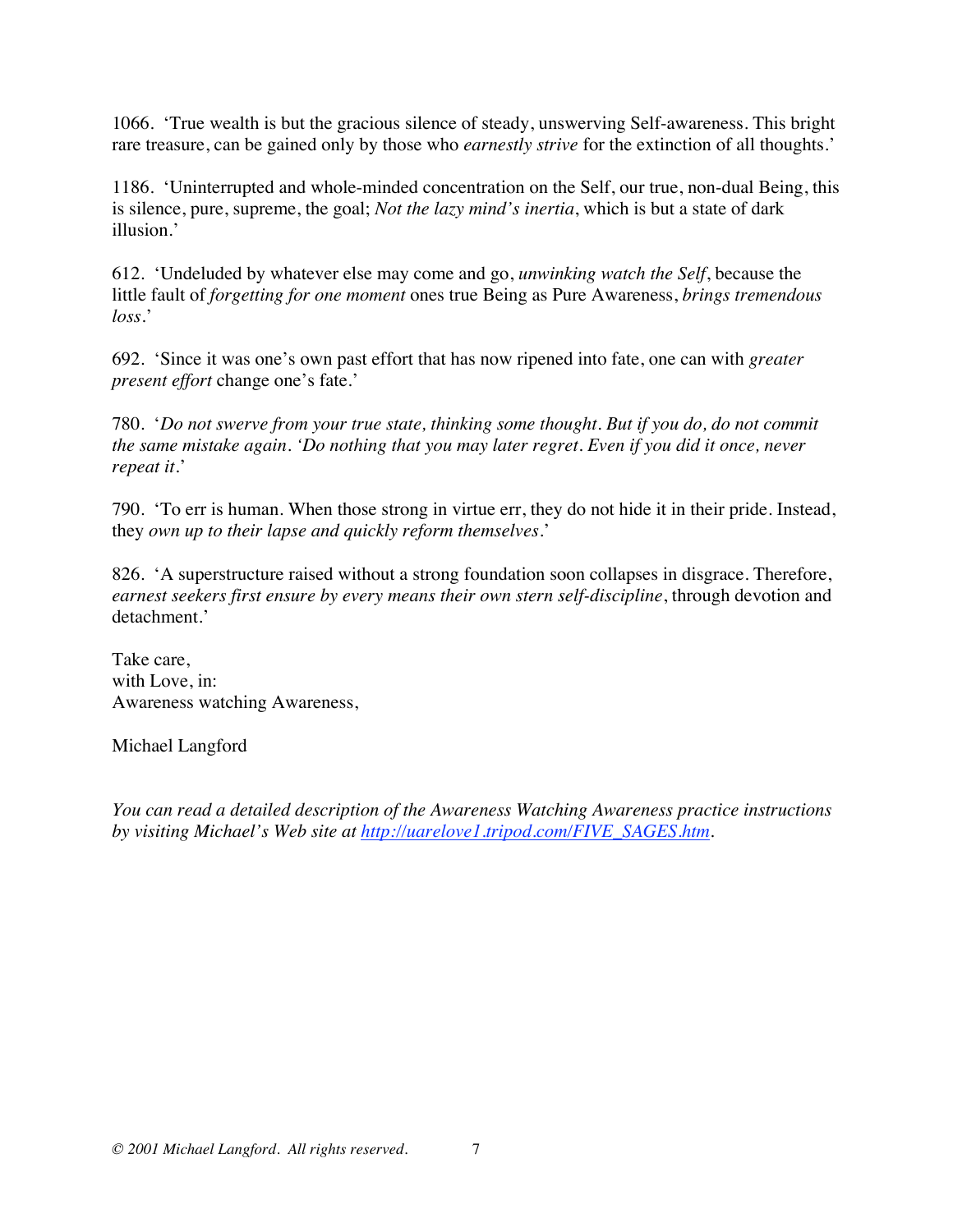1066. 'True wealth is but the gracious silence of steady, unswerving Self-awareness. This bright rare treasure, can be gained only by those who *earnestly strive* for the extinction of all thoughts.'

1186. 'Uninterrupted and whole-minded concentration on the Self, our true, non-dual Being, this is silence, pure, supreme, the goal; *Not the lazy mind's inertia*, which is but a state of dark illusion.'

612. 'Undeluded by whatever else may come and go, *unwinking watch the Self*, because the little fault of *forgetting for one moment* ones true Being as Pure Awareness, *brings tremendous loss*.'

692. 'Since it was one's own past effort that has now ripened into fate, one can with *greater present effort* change one's fate.'

780. '*Do not swerve from your true state, thinking some thought. But if you do, do not commit the same mistake again. 'Do nothing that you may later regret. Even if you did it once, never repeat it*.'

790. 'To err is human. When those strong in virtue err, they do not hide it in their pride. Instead, they *own up to their lapse and quickly reform themselves*.'

826. 'A superstructure raised without a strong foundation soon collapses in disgrace. Therefore, *earnest seekers first ensure by every means their own stern self-discipline*, through devotion and detachment.'

Take care,  
with Love, in:  
Awareness watching Awareness,

Michael Langford

*You can read a detailed description of the Awareness Watching Awareness practice instructions by visiting Michael's Web site at [http://uarelove1.tripod.com/FIVE_SAGES.htm](http://uarelove1.tripod.com/FIVE_SAGES.htm).*

*© 2001 Michael Langford. All rights reserved.*